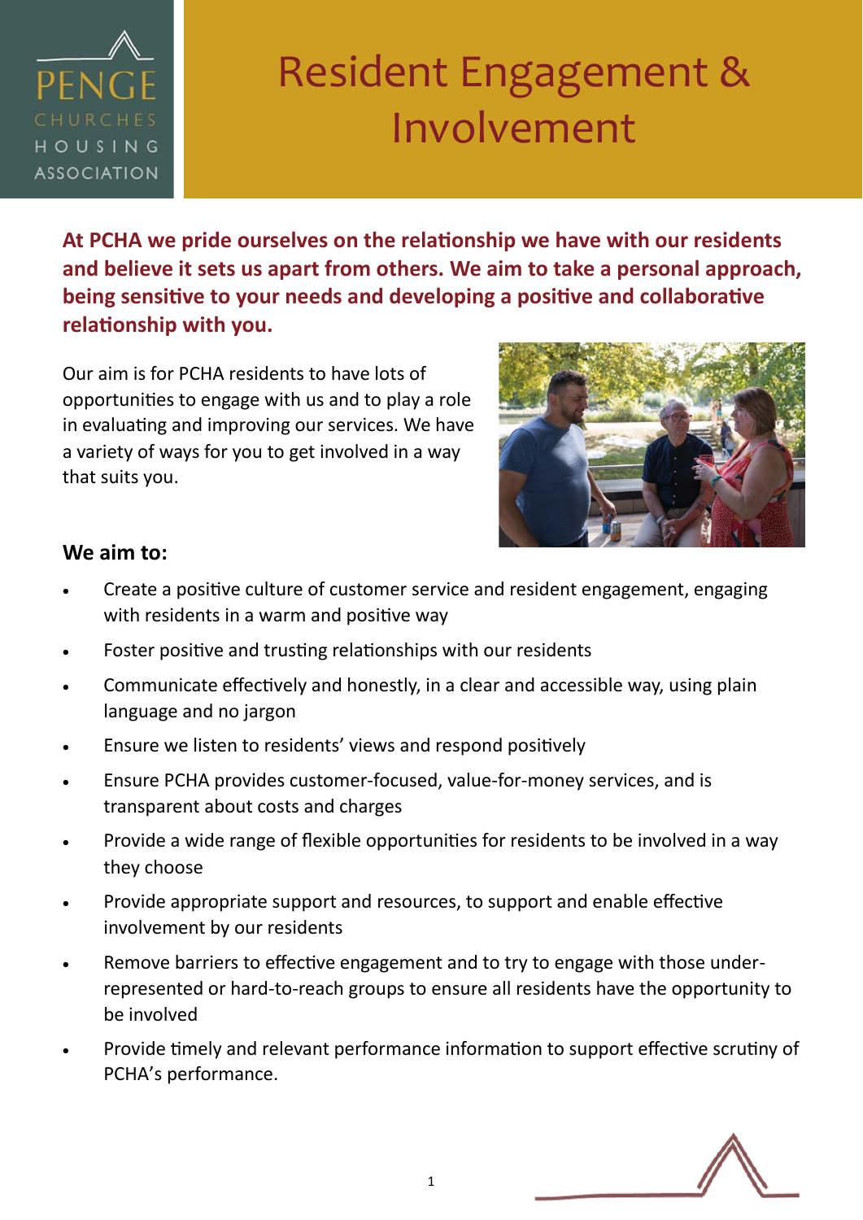# Resident Engagement & Involvement

**At PCHA we pride ourselves on the relationship we have with our residents and believe it sets us apart from others. We aim to take a personal approach, being sensitive to your needs and developing a positive and collaborative relationship with you.**

Our aim is for PCHA residents to have lots of opportunities to engage with us and to play a role in evaluating and improving our services. We have a variety of ways for you to get involved in a way that suits you.

**We aim to:**

- Create a positive culture of customer service and resident engagement, engaging with residents in a warm and positive way
- Foster positive and trusting relationships with our residents
- Communicate effectively and honestly, in a clear and accessible way, using plain language and no jargon
- Ensure we listen to residents' views and respond positively
- Ensure PCHA provides customer-focused, value-for-money services, and is transparent about costs and charges
- Provide a wide range of flexible opportunities for residents to be involved in a way they choose
- Provide appropriate support and resources, to support and enable effective involvement by our residents
- Remove barriers to effective engagement and to try to engage with those under-represented or hard-to-reach groups to ensure all residents have the opportunity to be involved
- Provide timely and relevant performance information to support effective scrutiny of PCHA's performance.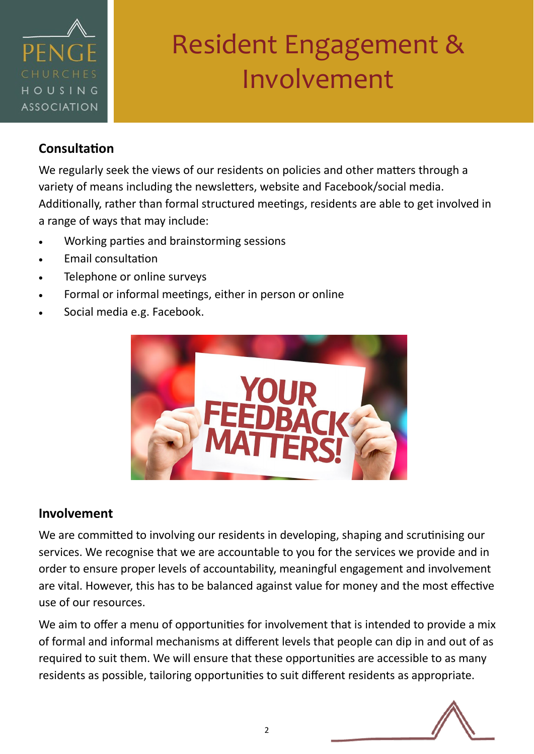# Resident Engagement & Involvement

## Consultation

We regularly seek the views of our residents on policies and other matters through a variety of means including the newsletters, website and Facebook/social media. Additionally, rather than formal structured meetings, residents are able to get involved in a range of ways that may include:

- Working parties and brainstorming sessions
- Email consultation
- Telephone or online surveys
- Formal or informal meetings, either in person or online
- Social media e.g. Facebook.

## Involvement

We are committed to involving our residents in developing, shaping and scrutinising our services. We recognise that we are accountable to you for the services we provide and in order to ensure proper levels of accountability, meaningful engagement and involvement are vital. However, this has to be balanced against value for money and the most effective use of our resources.

We aim to offer a menu of opportunities for involvement that is intended to provide a mix of formal and informal mechanisms at different levels that people can dip in and out of as required to suit them. We will ensure that these opportunities are accessible to as many residents as possible, tailoring opportunities to suit different residents as appropriate.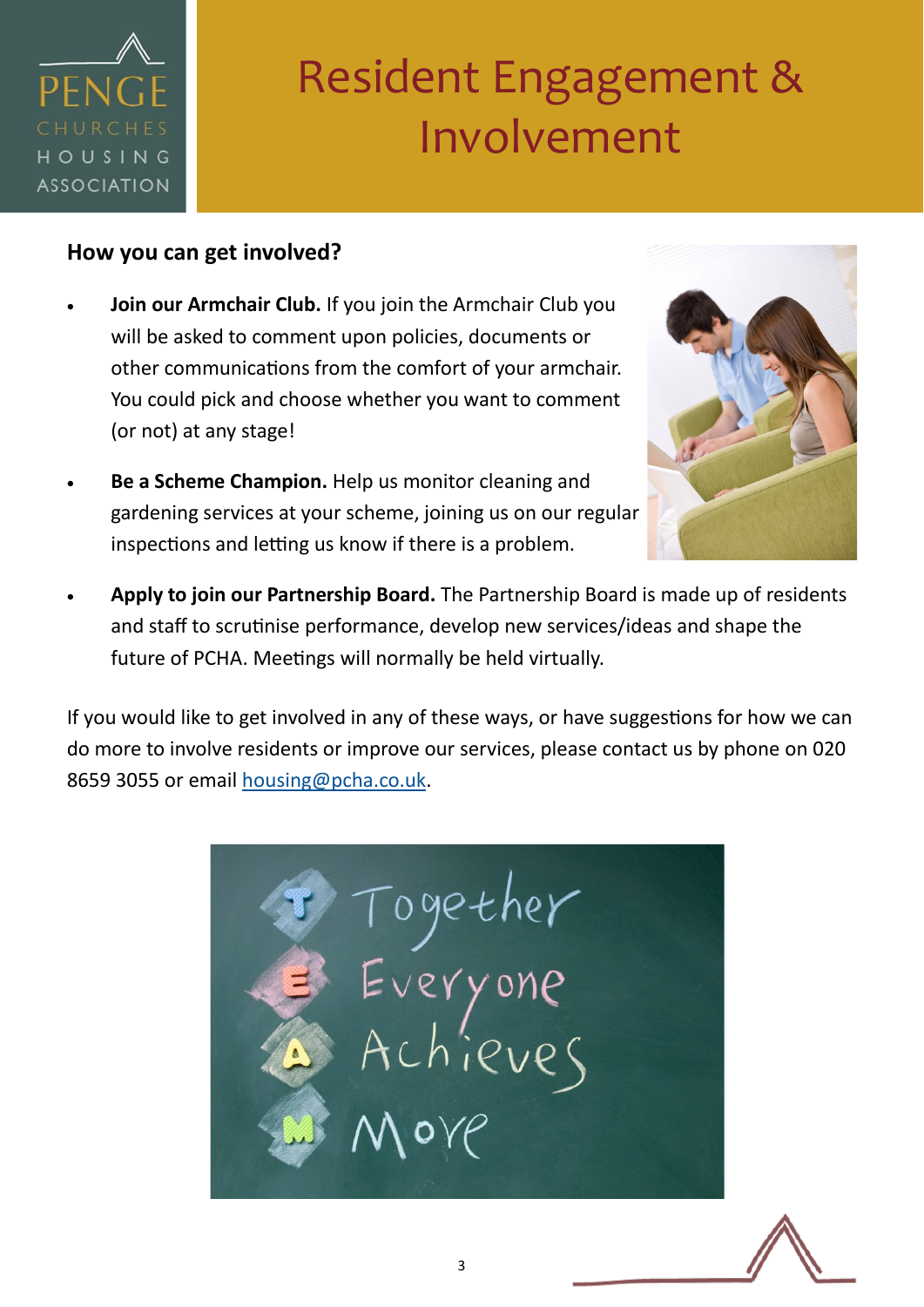# Resident Engagement & Involvement

## How you can get involved?

- **Join our Armchair Club.** If you join the Armchair Club you will be asked to comment upon policies, documents or other communications from the comfort of your armchair. You could pick and choose whether you want to comment (or not) at any stage!
- **Be a Scheme Champion.** Help us monitor cleaning and gardening services at your scheme, joining us on our regular inspections and letting us know if there is a problem.
- **Apply to join our Partnership Board.** The Partnership Board is made up of residents and staff to scrutinise performance, develop new services/ideas and shape the future of PCHA. Meetings will normally be held virtually.

If you would like to get involved in any of these ways, or have suggestions for how we can do more to involve residents or improve our services, please contact us by phone on 020 8659 3055 or email housing@pcha.co.uk.